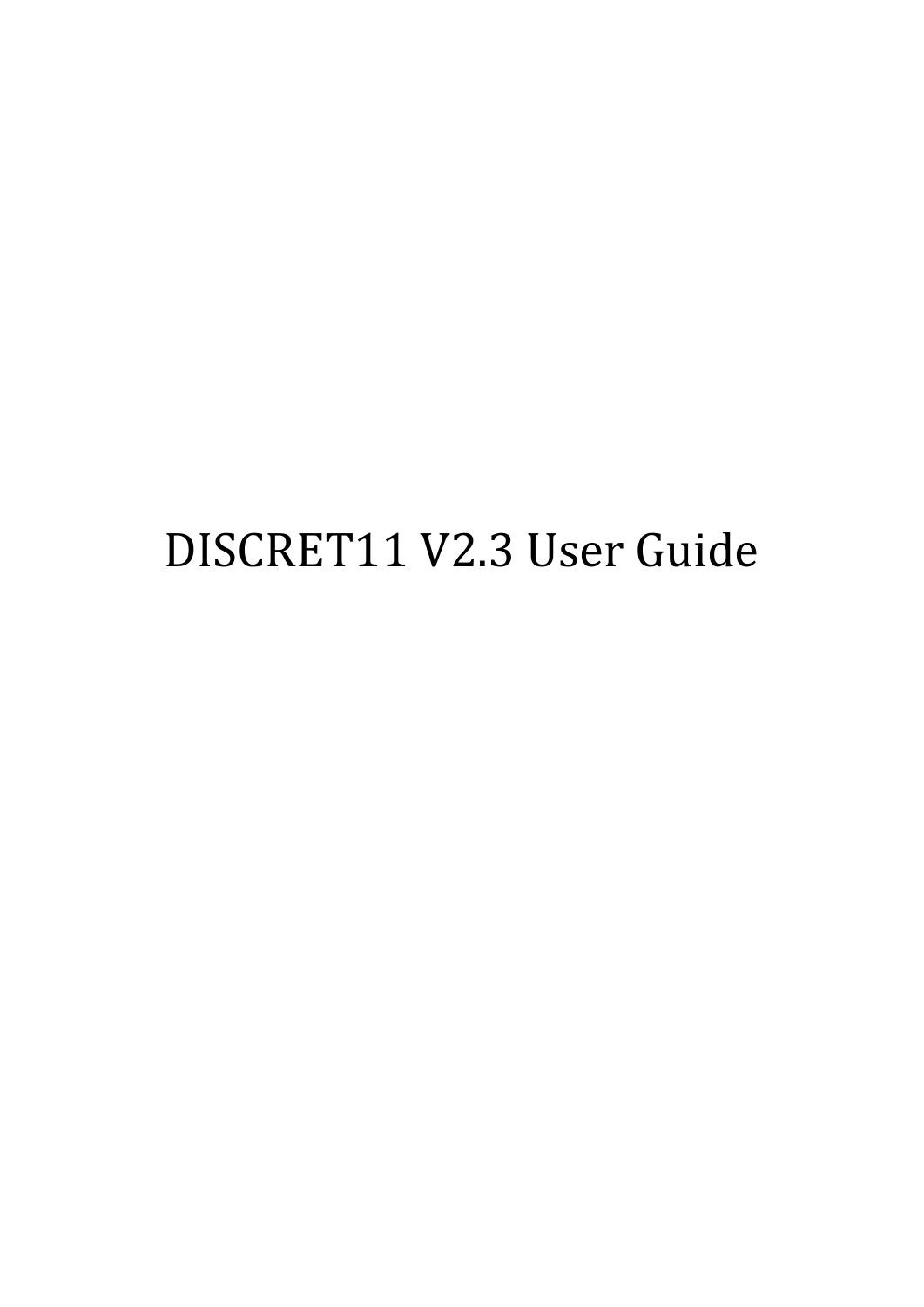# DISCRET11 V2.3 User Guide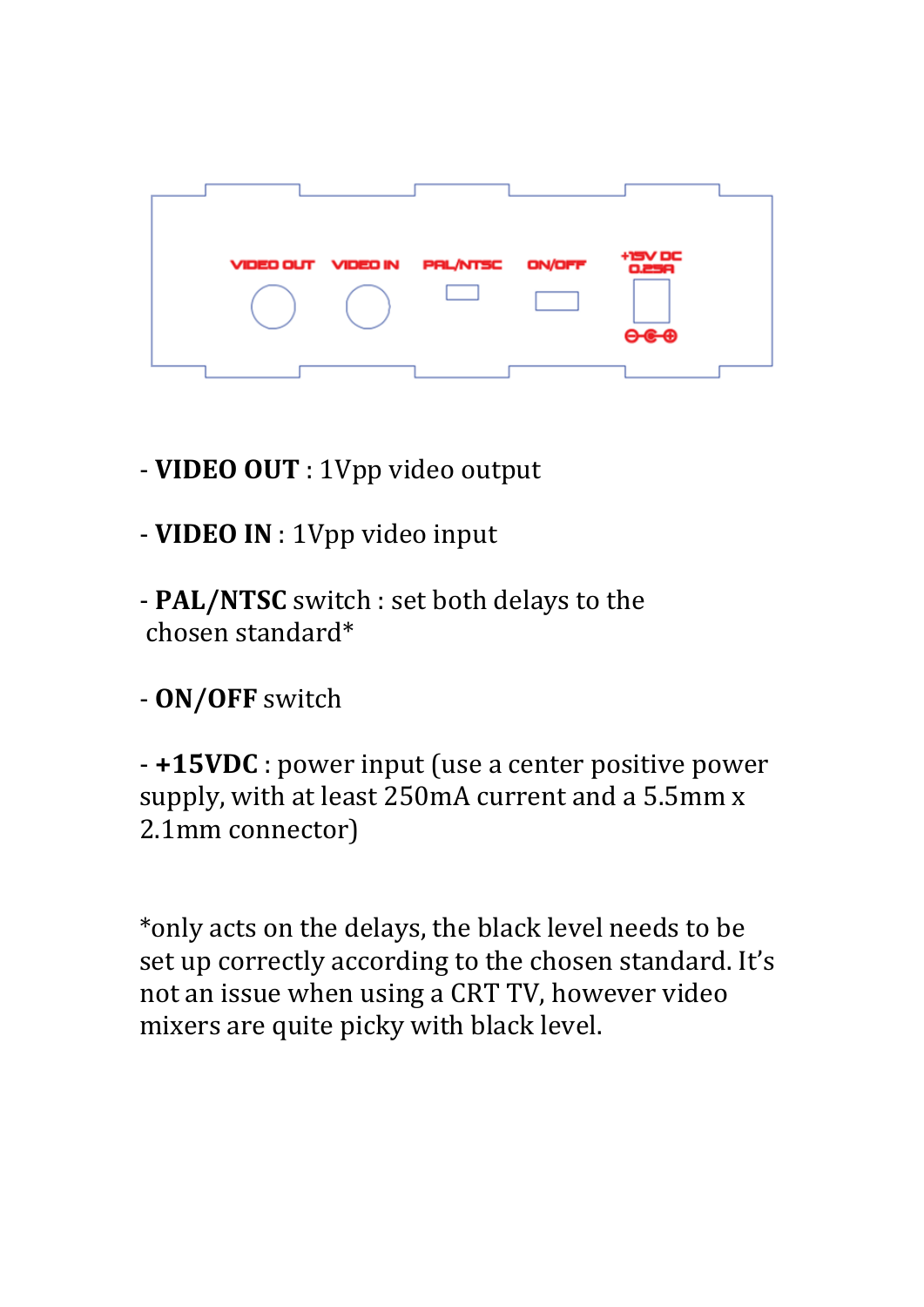- **VIDEO OUT** : 1Vpp video output

- **VIDEO IN** : 1Vpp video input

- **PAL/NTSC** switch : set both delays to the chosen standard*

- **ON/OFF** switch

- **+15VDC** : power input (use a center positive power supply, with at least 250mA current and a 5.5mm x 2.1mm connector)

*only acts on the delays, the black level needs to be set up correctly according to the chosen standard. It's not an issue when using a CRT TV, however video mixers are quite picky with black level.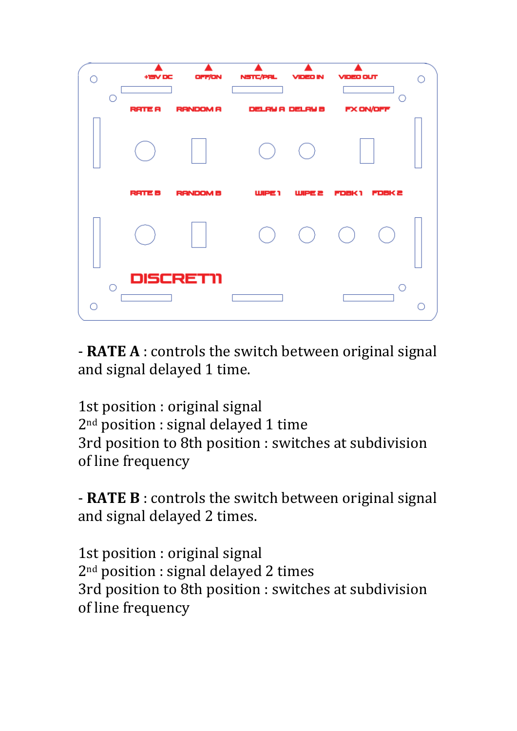- **RATE A** : controls the switch between original signal and signal delayed 1 time.

1st position : original signal
2nd position : signal delayed 1 time
3rd position to 8th position : switches at subdivision of line frequency

- **RATE B** : controls the switch between original signal and signal delayed 2 times.

1st position : original signal
2nd position : signal delayed 2 times
3rd position to 8th position : switches at subdivision of line frequency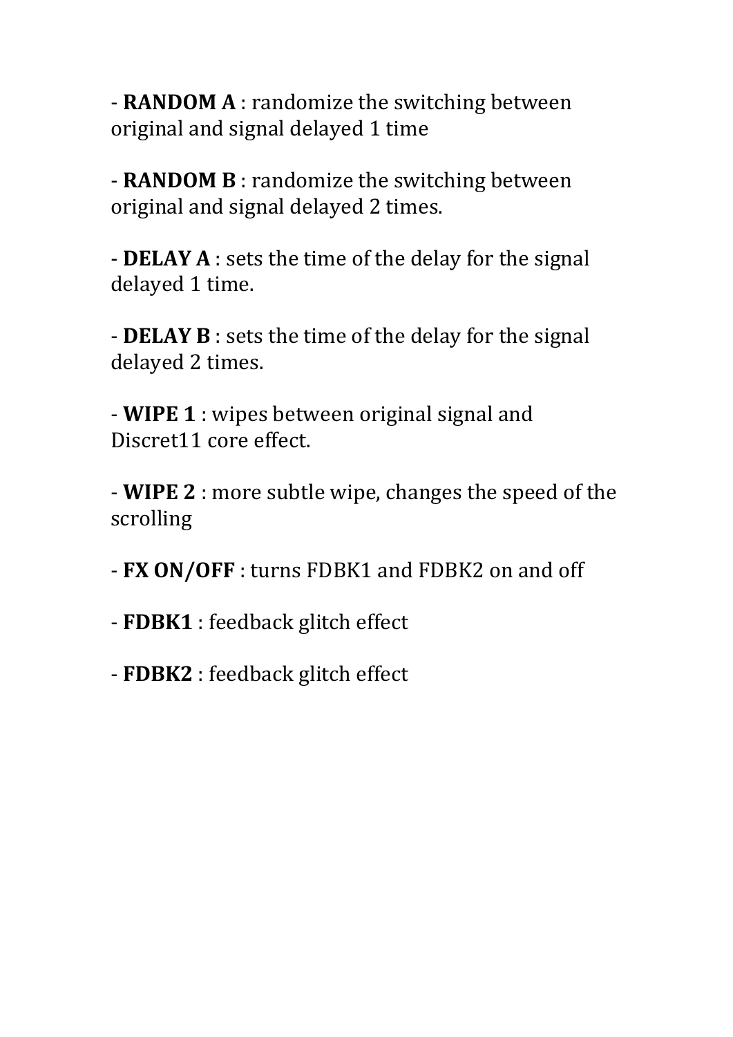- **RANDOM A** : randomize the switching between original and signal delayed 1 time

- **RANDOM B** : randomize the switching between original and signal delayed 2 times.

- **DELAY A** : sets the time of the delay for the signal delayed 1 time.

- **DELAY B** : sets the time of the delay for the signal delayed 2 times.

- **WIPE 1** : wipes between original signal and Discret11 core effect.

- **WIPE 2** : more subtle wipe, changes the speed of the scrolling

- **FX ON/OFF** : turns FDBK1 and FDBK2 on and off

- **FDBK1** : feedback glitch effect

- **FDBK2** : feedback glitch effect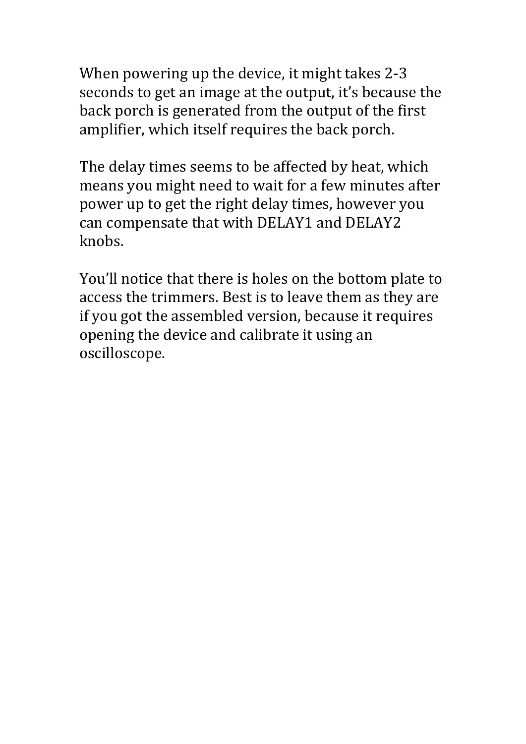When powering up the device, it might takes 2-3 seconds to get an image at the output, it's because the back porch is generated from the output of the first amplifier, which itself requires the back porch.

The delay times seems to be affected by heat, which means you might need to wait for a few minutes after power up to get the right delay times, however you can compensate that with DELAY1 and DELAY2 knobs.

You'll notice that there is holes on the bottom plate to access the trimmers. Best is to leave them as they are if you got the assembled version, because it requires opening the device and calibrate it using an oscilloscope.